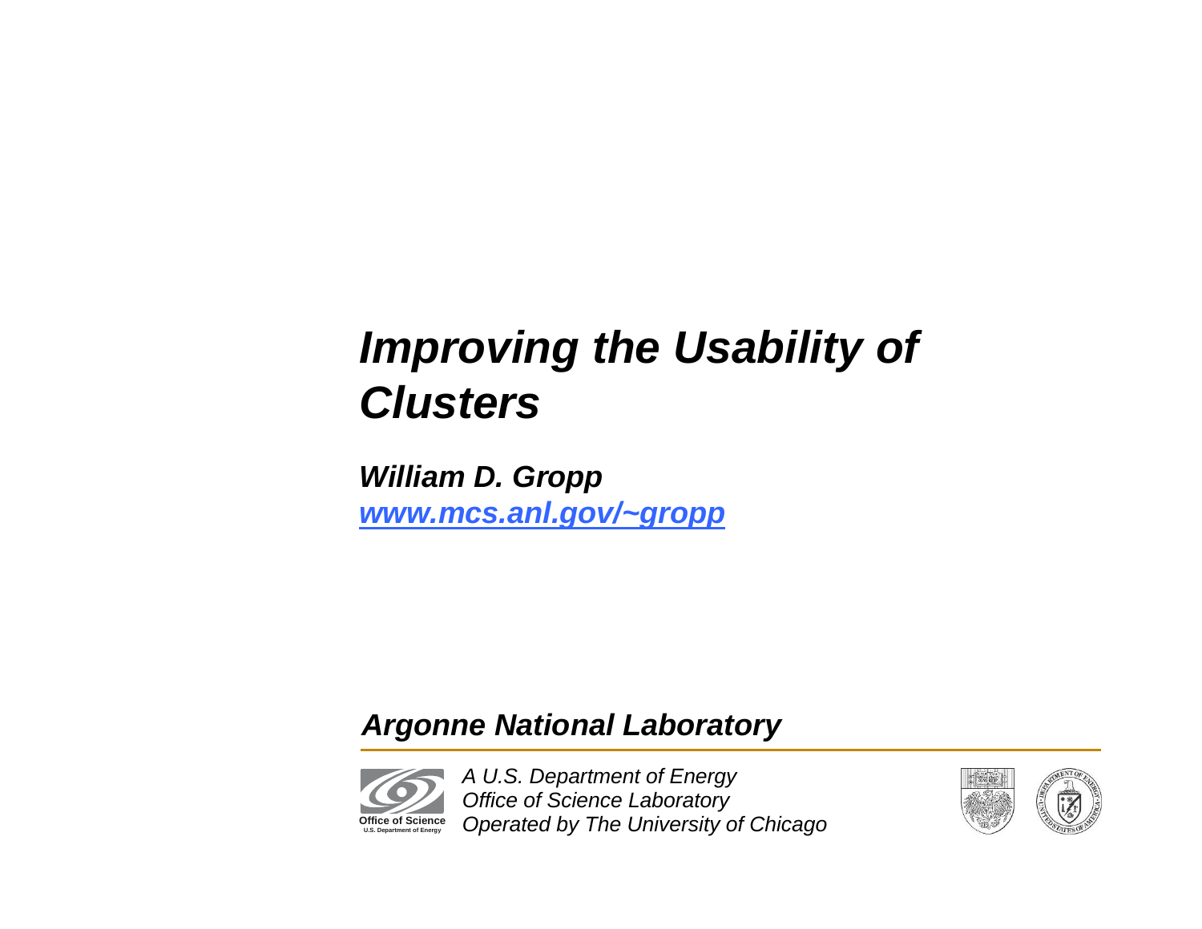# *Improving the Usability of Clusters*

***William D. Gropp***
***[www.mcs.anl.gov/~gropp](http://www.mcs.anl.gov/~gropp)***

***Argonne National Laboratory***

Office of Science
U.S. Department of Energy

*A U.S. Department of Energy*
*Office of Science Laboratory*
*Operated by The University of Chicago*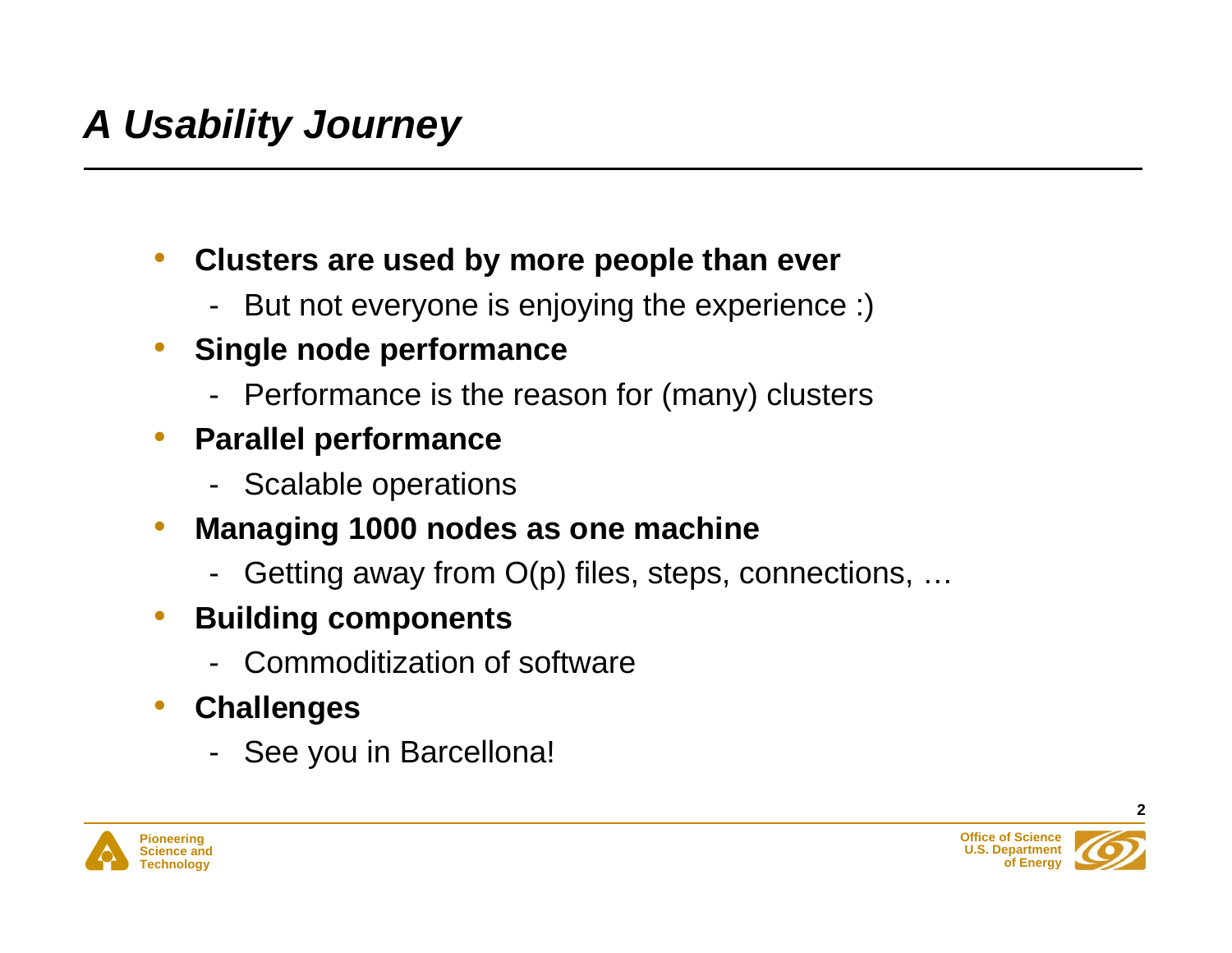# *A Usability Journey*

- **Clusters are used by more people than ever**
  - But not everyone is enjoying the experience :)
- **Single node performance**
  - Performance is the reason for (many) clusters
- **Parallel performance**
  - Scalable operations
- **Managing 1000 nodes as one machine**
  - Getting away from O(p) files, steps, connections, …
- **Building components**
  - Commoditization of software
- **Challenges**
  - See you in Barcellona!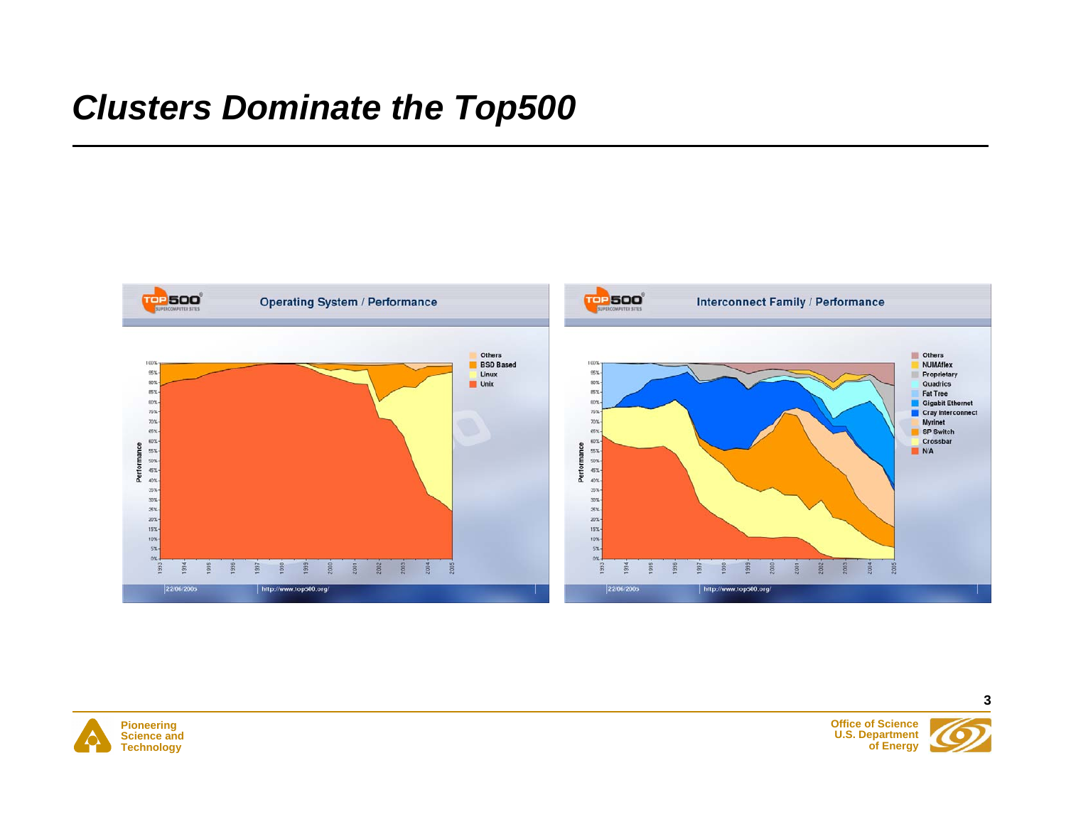# *Clusters Dominate the Top500*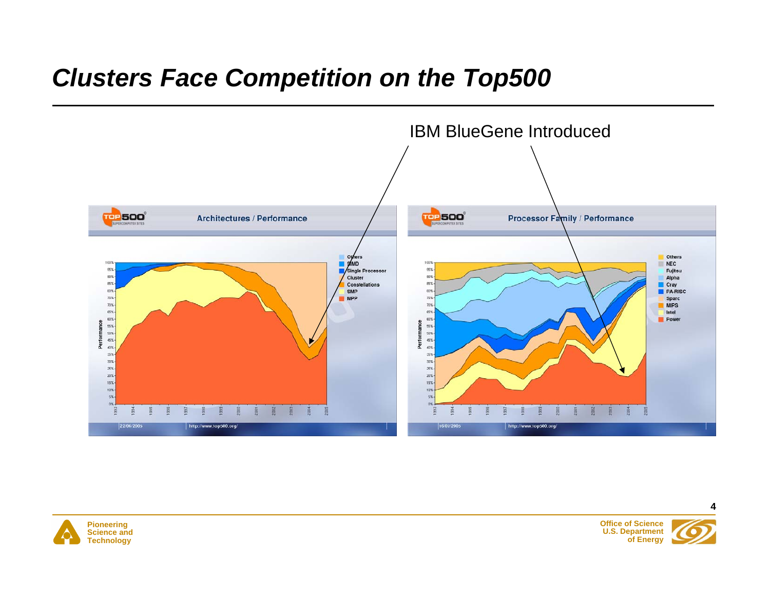# Clusters Face Competition on the Top500

IBM BlueGene Introduced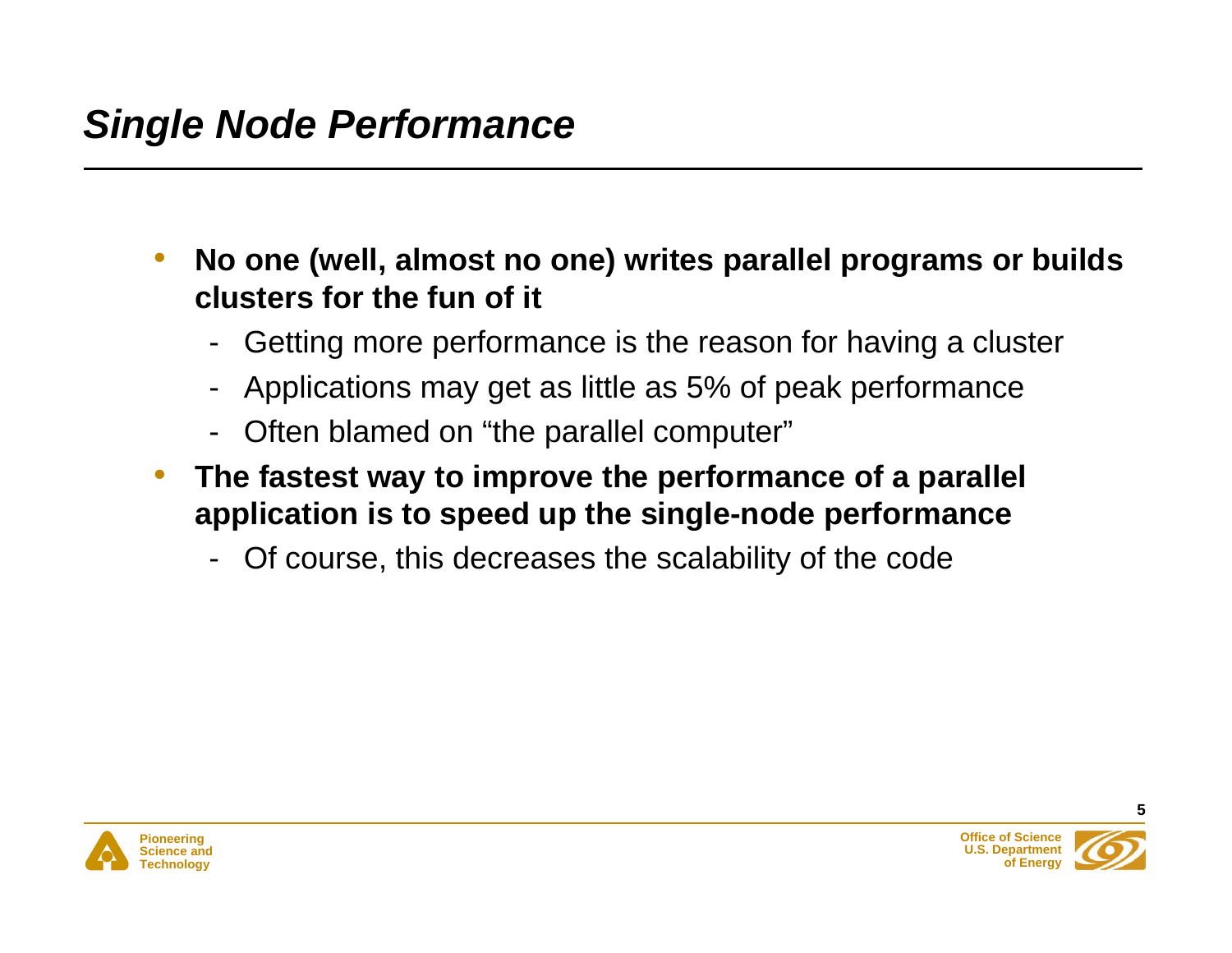# *Single Node Performance*

- **No one (well, almost no one) writes parallel programs or builds clusters for the fun of it**
  - Getting more performance is the reason for having a cluster
  - Applications may get as little as 5% of peak performance
  - Often blamed on “the parallel computer”
- **The fastest way to improve the performance of a parallel application is to speed up the single-node performance**
  - Of course, this decreases the scalability of the code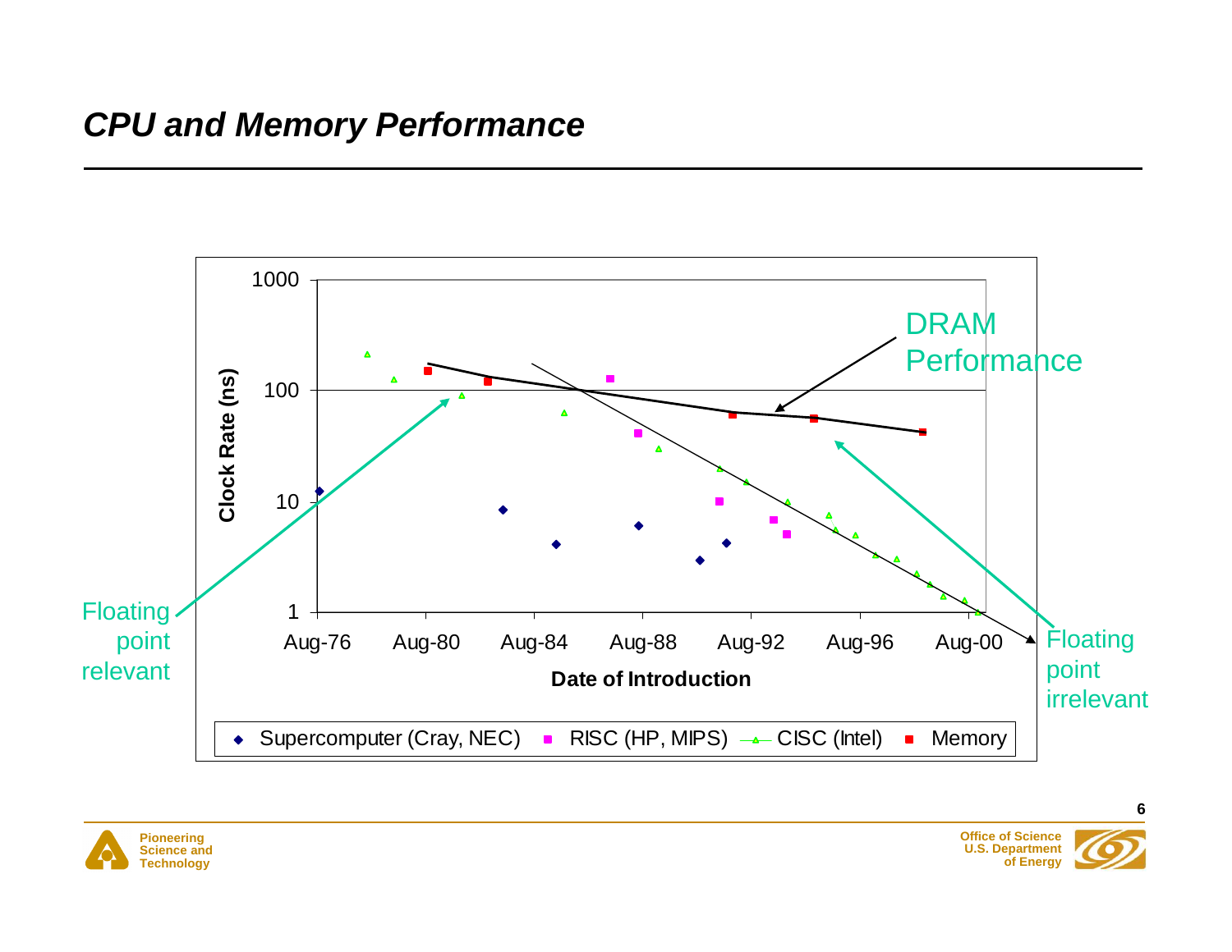## *CPU and Memory Performance*

Clock Rate (ns)

1000

100

10

1

Aug-76 Aug-80 Aug-84 Aug-88 Aug-92 Aug-96 Aug-00

Date of Introduction

DRAM Performance

Floating point relevant

Floating point irrelevant

Supercomputer (Cray, NEC) RISC (HP, MIPS) CISC (Intel) Memory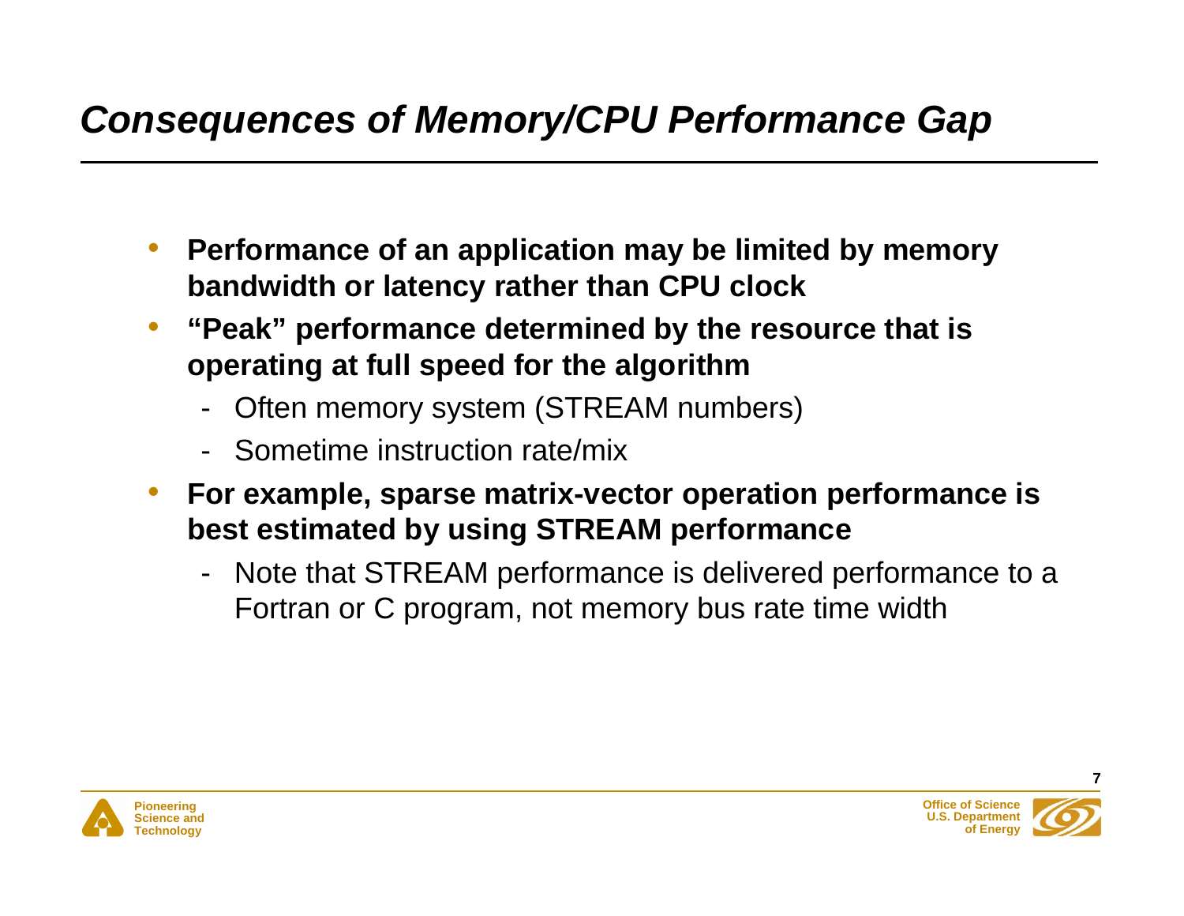# *Consequences of Memory/CPU Performance Gap*

- **Performance of an application may be limited by memory bandwidth or latency rather than CPU clock**
- **"Peak" performance determined by the resource that is operating at full speed for the algorithm**
  - Often memory system (STREAM numbers)
  - Sometime instruction rate/mix
- **For example, sparse matrix-vector operation performance is best estimated by using STREAM performance**
  - Note that STREAM performance is delivered performance to a Fortran or C program, not memory bus rate time width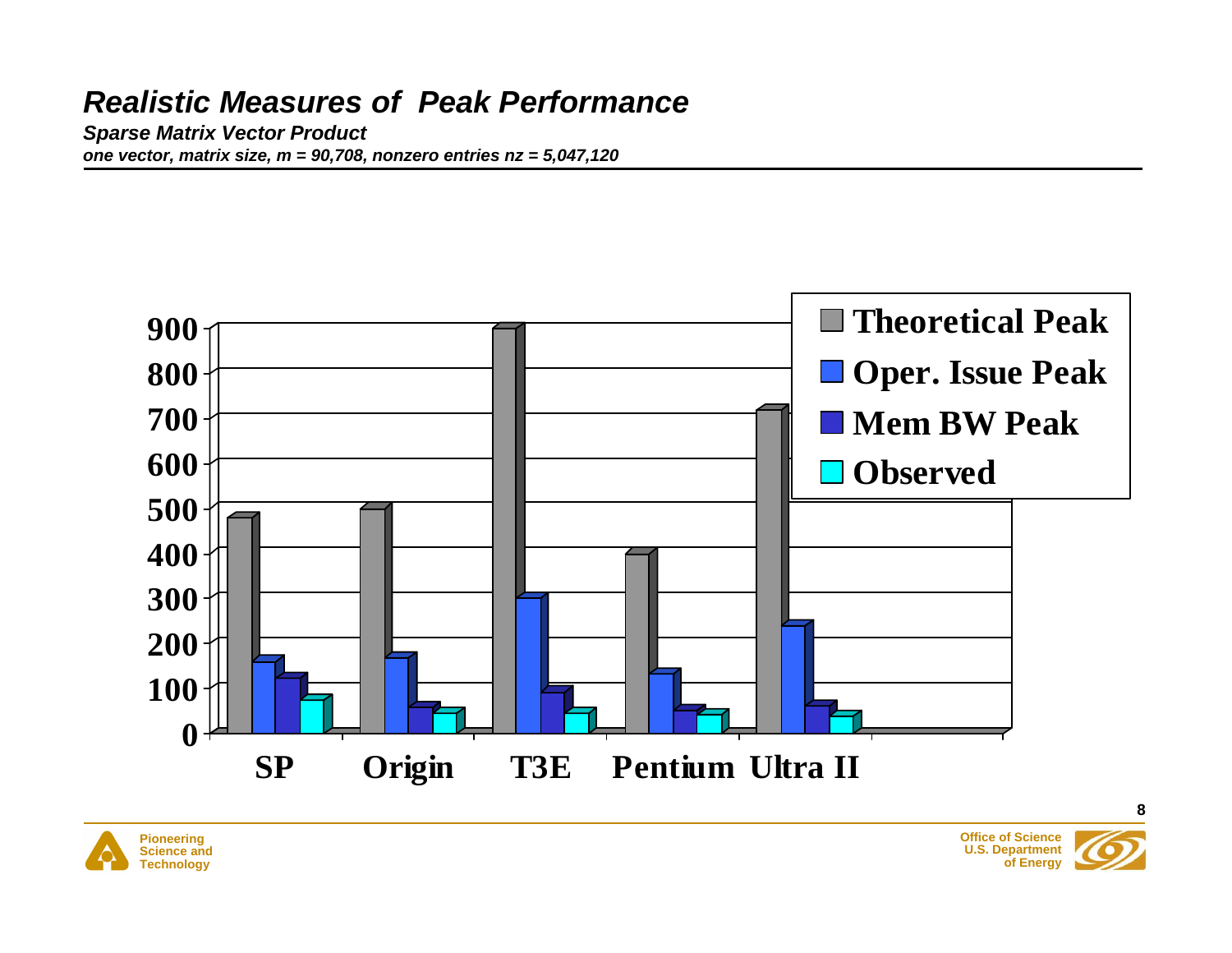# Realistic Measures of Peak Performance

***Sparse Matrix Vector Product***

***one vector, matrix size, m = 90,708, nonzero entries nz = 5,047,120***

| | Theoretical Peak | Oper. Issue Peak | Mem BW Peak | Observed |
|---|---|---|---|---|
| SP | 480 | 160 | 124 | 75 |
| Origin | 500 | 168 | 58 | 45 |
| T3E | 900 | 300 | 90 | 45 |
| Pentium | 400 | 133 | 50 | 42 |
| Ultra II | 720 | 240 | 62 | 38 |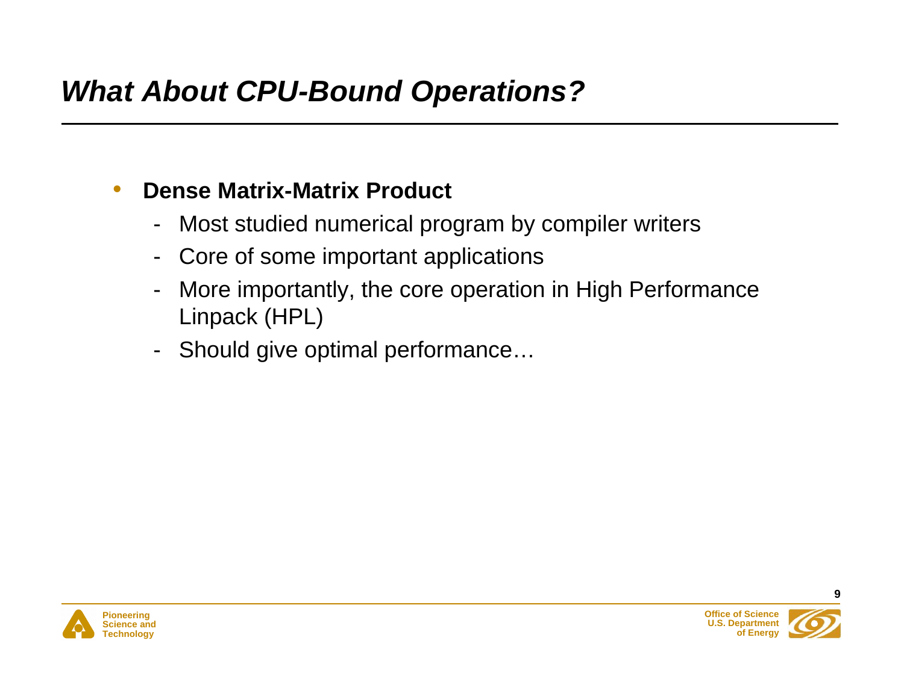# *What About CPU-Bound Operations?*

- **Dense Matrix-Matrix Product**
  - Most studied numerical program by compiler writers
  - Core of some important applications
  - More importantly, the core operation in High Performance Linpack (HPL)
  - Should give optimal performance…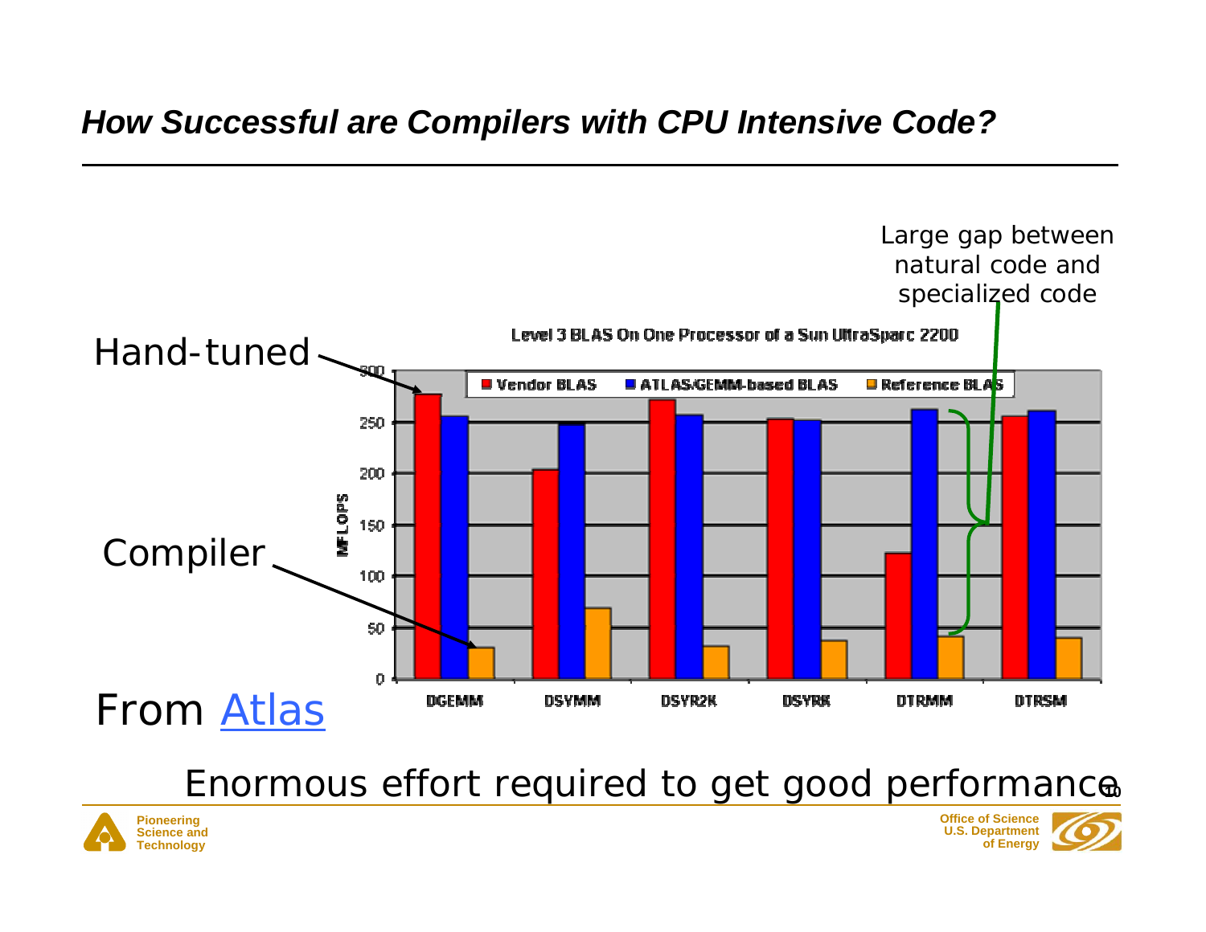## *How Successful are Compilers with CPU Intensive Code?*

Large gap between natural code and specialized code

Level 3 BLAS On One Processor of a Sun UltraSparc 2200

Hand-tuned

Compiler

| | Vendor BLAS | ATLAS/GEMM-based BLAS | Reference BLAS |
|---|---|---|---|
| DGEMM | | | |
| DSYMM | | | |
| DSYR2K | | | |
| DSYRK | | | |
| DTRMM | | | |
| DTRSM | | | |

From [Atlas]

Enormous effort required to get good performance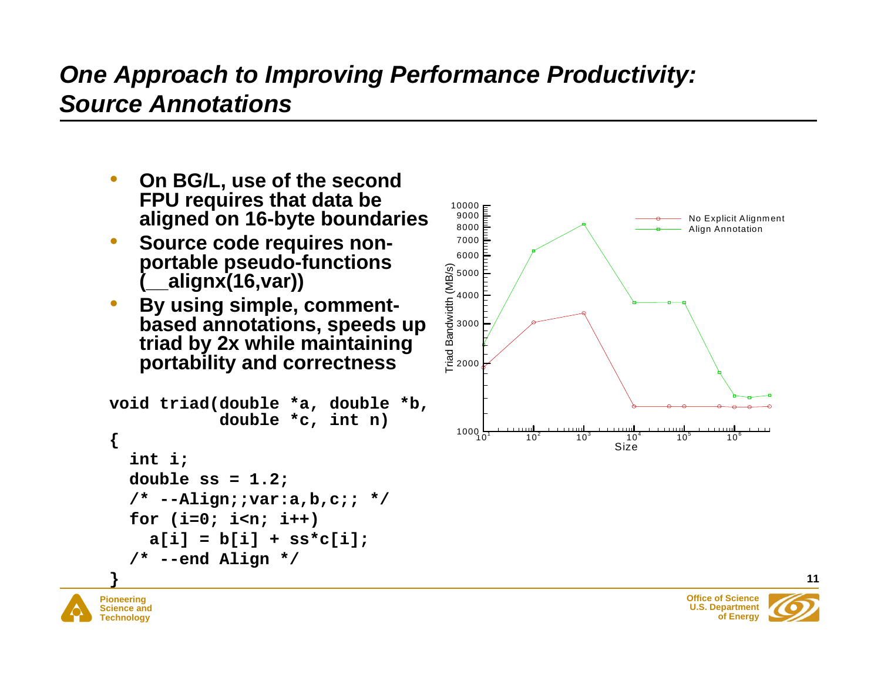# One Approach to Improving Performance Productivity: Source Annotations

- **On BG/L, use of the second FPU requires that data be aligned on 16-byte boundaries**
- **Source code requires non-portable pseudo-functions (__alignx(16,var))**
- **By using simple, comment-based annotations, speeds up triad by 2x while maintaining portability and correctness**

```
void triad(double *a, double *b,
           double *c, int n)
{
  int i;
  double ss = 1.2;
  /* --Align;;var:a,b,c;; */
  for (i=0; i<n; i++)
    a[i] = b[i] + ss*c[i];
  /* --end Align */
}
```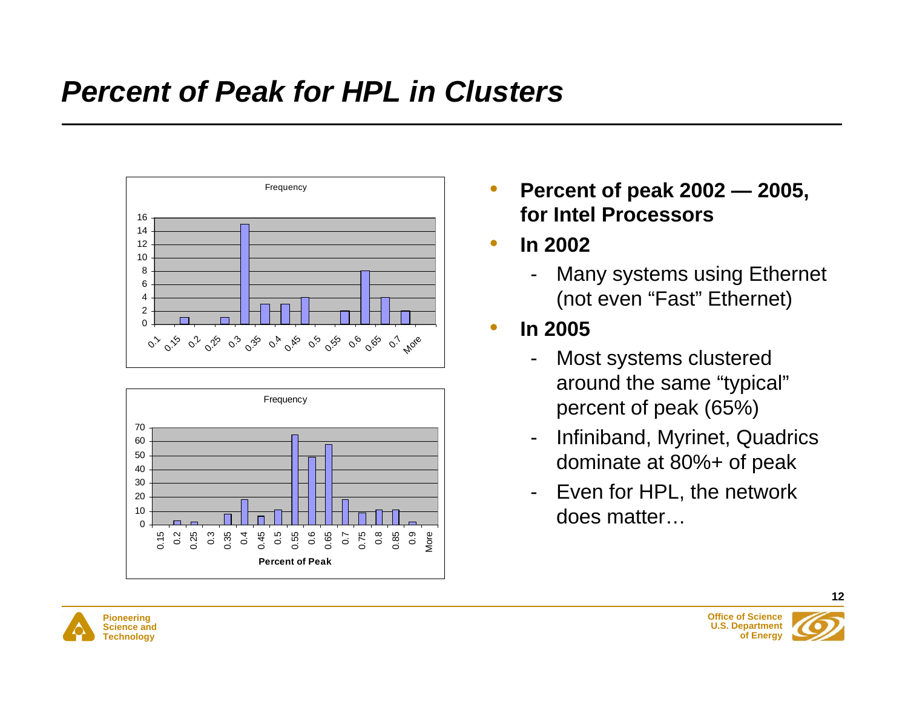# Percent of Peak for HPL in Clusters

- **Percent of peak 2002 — 2005, for Intel Processors**
- **In 2002**
  - Many systems using Ethernet (not even "Fast" Ethernet)
- **In 2005**
  - Most systems clustered around the same "typical" percent of peak (65%)
  - Infiniband, Myrinet, Quadrics dominate at 80%+ of peak
  - Even for HPL, the network does matter…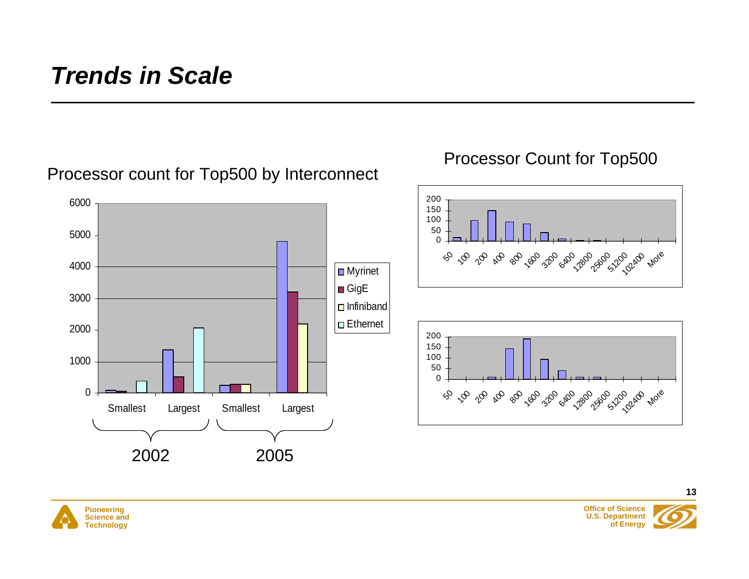# Trends in Scale

## Processor count for Top500 by Interconnect

Legend: Myrinet, GigE, Infiniband, Ethernet

Y-axis: 0, 1000, 2000, 3000, 4000, 5000, 6000

X-axis: Smallest, Largest (2002); Smallest, Largest (2005)

## Processor Count for Top500

Y-axis: 0, 50, 100, 150, 200

X-axis: 50, 100, 200, 400, 800, 1600, 3200, 6400, 12800, 25600, 51200, 102400, More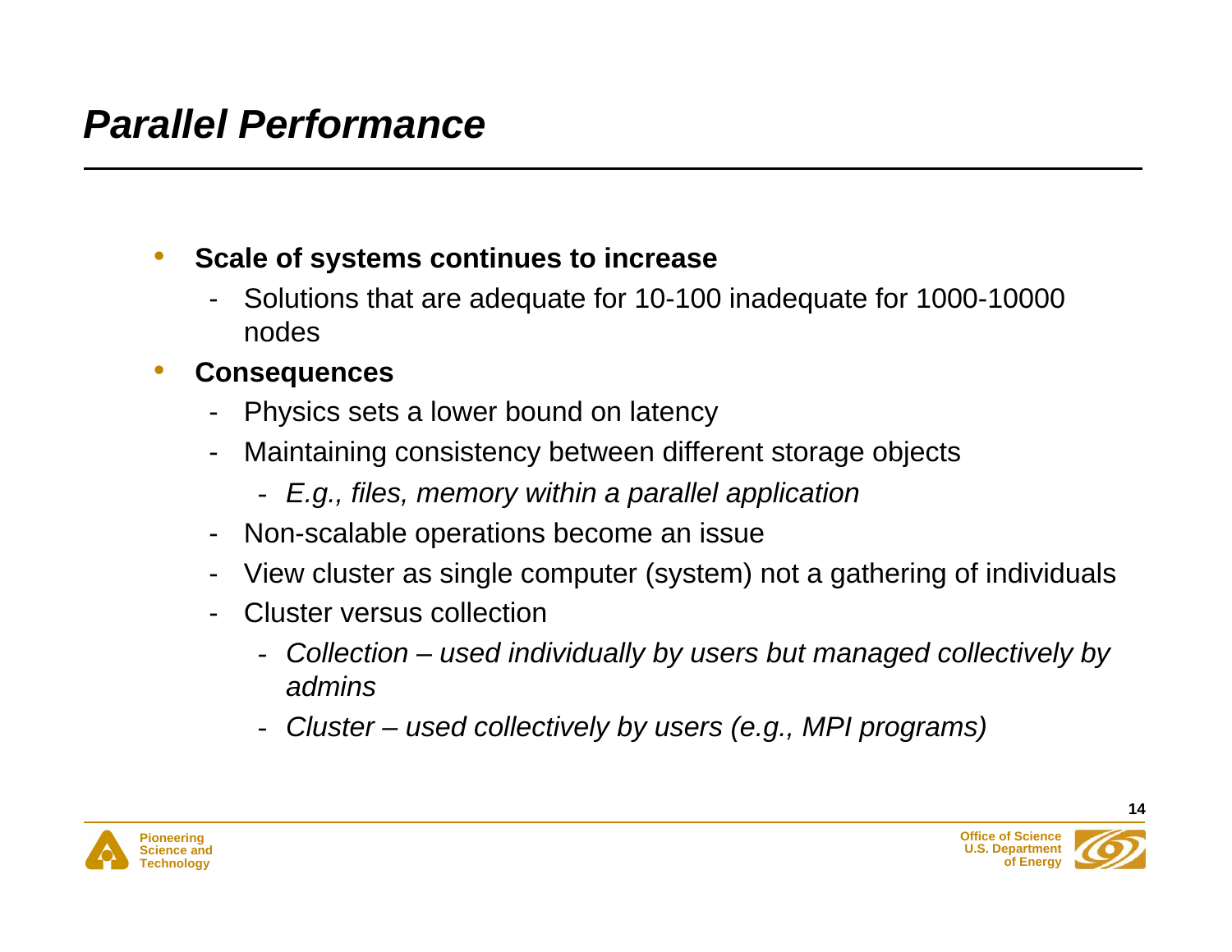# *Parallel Performance*

- **Scale of systems continues to increase**
  - Solutions that are adequate for 10-100 inadequate for 1000-10000 nodes
- **Consequences**
  - Physics sets a lower bound on latency
  - Maintaining consistency between different storage objects
    - *E.g., files, memory within a parallel application*
  - Non-scalable operations become an issue
  - View cluster as single computer (system) not a gathering of individuals
  - Cluster versus collection
    - *Collection – used individually by users but managed collectively by admins*
    - *Cluster – used collectively by users (e.g., MPI programs)*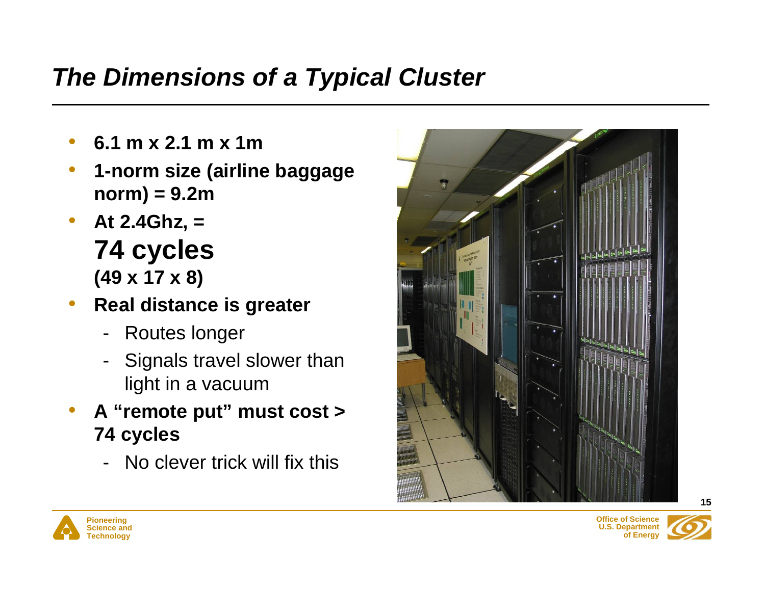# *The Dimensions of a Typical Cluster*

- **6.1 m x 2.1 m x 1m**
- **1-norm size (airline baggage norm) = 9.2m**
- **At 2.4Ghz, =**
  **74 cycles**
  **(49 x 17 x 8)**
- **Real distance is greater**
  - Routes longer
  - Signals travel slower than light in a vacuum
- **A "remote put" must cost > 74 cycles**
  - No clever trick will fix this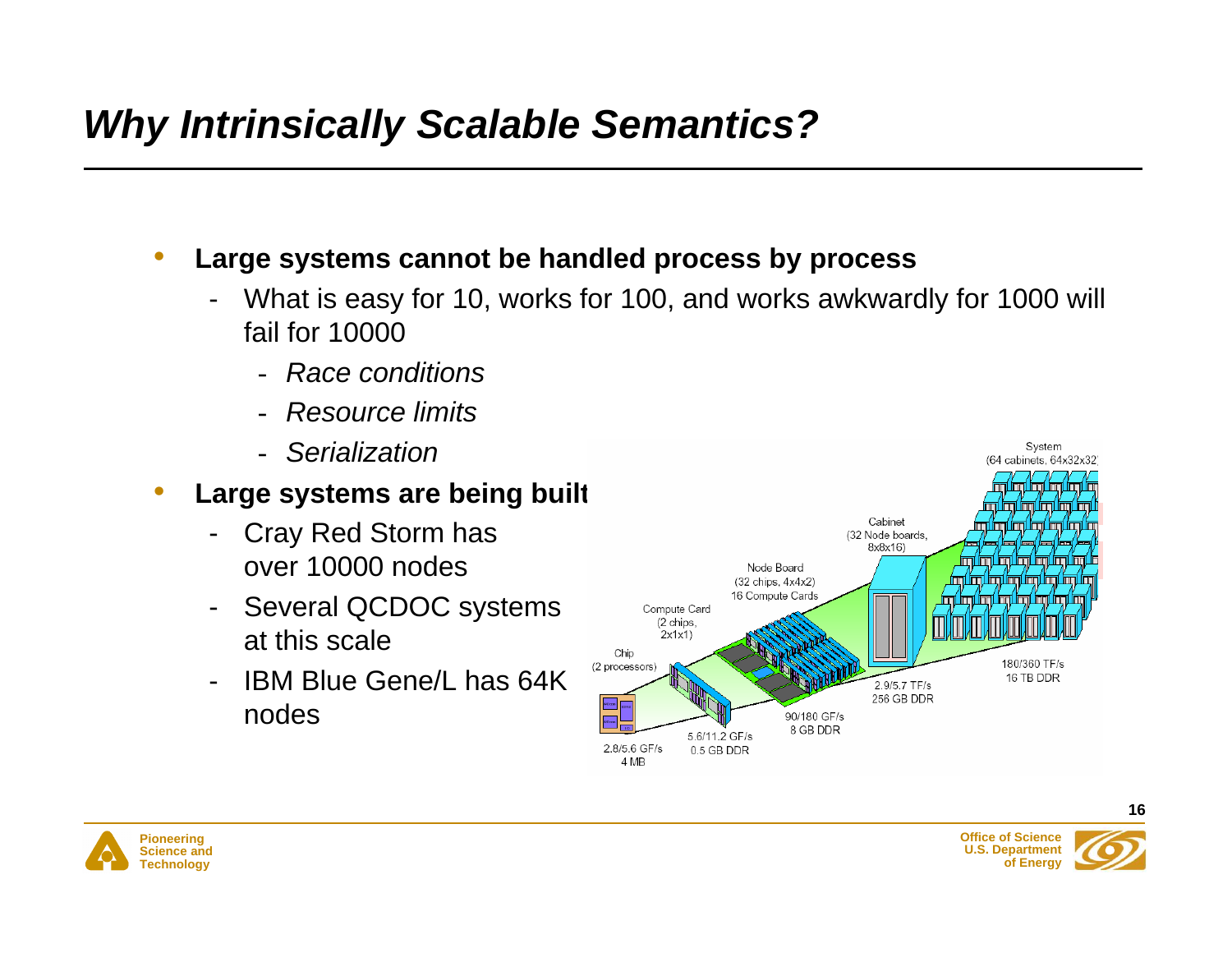# Why Intrinsically Scalable Semantics?

- **Large systems cannot be handled process by process**
  - What is easy for 10, works for 100, and works awkwardly for 1000 will fail for 10000
    - *Race conditions*
    - *Resource limits*
    - *Serialization*
- **Large systems are being built**
  - Cray Red Storm has over 10000 nodes
  - Several QCDOC systems at this scale
  - IBM Blue Gene/L has 64K nodes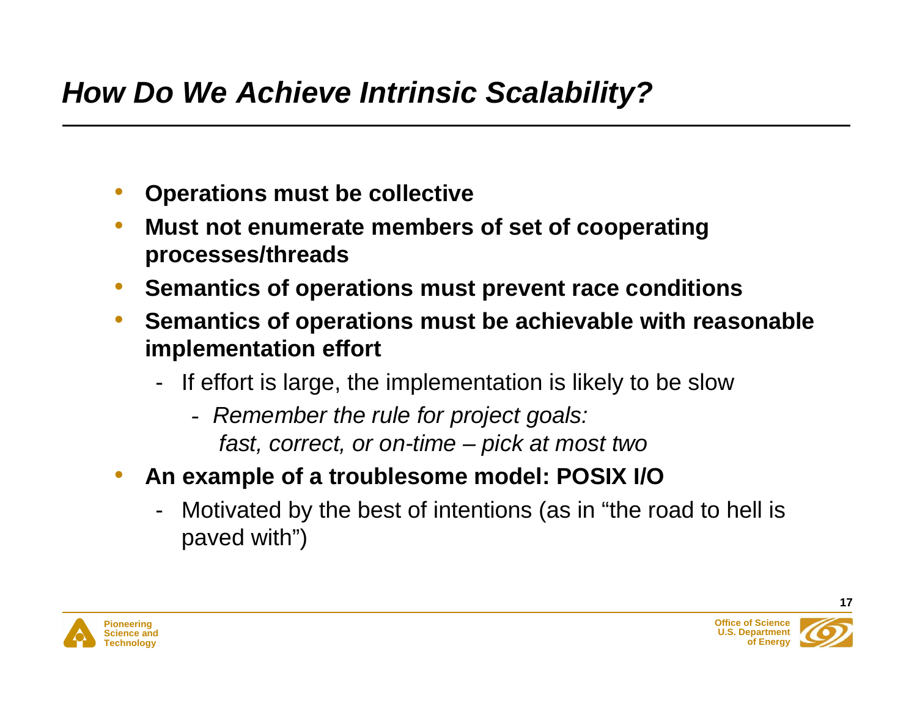# *How Do We Achieve Intrinsic Scalability?*

- **Operations must be collective**
- **Must not enumerate members of set of cooperating processes/threads**
- **Semantics of operations must prevent race conditions**
- **Semantics of operations must be achievable with reasonable implementation effort**
  - If effort is large, the implementation is likely to be slow
    - *Remember the rule for project goals: fast, correct, or on-time – pick at most two*
- **An example of a troublesome model: POSIX I/O**
  - Motivated by the best of intentions (as in "the road to hell is paved with")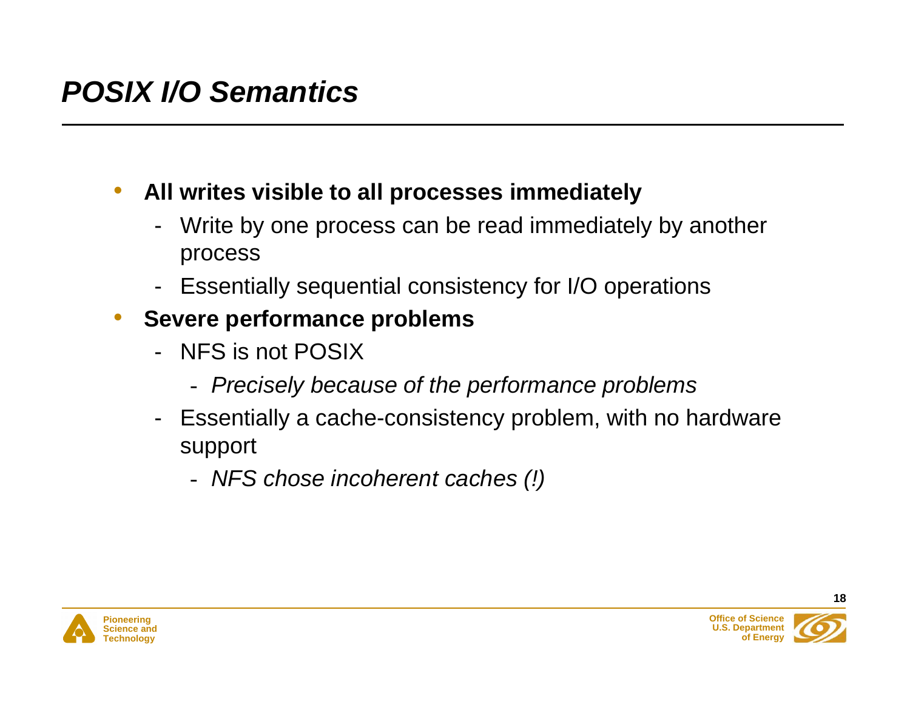# *POSIX I/O Semantics*

- **All writes visible to all processes immediately**
  - Write by one process can be read immediately by another process
  - Essentially sequential consistency for I/O operations
- **Severe performance problems**
  - NFS is not POSIX
    - *Precisely because of the performance problems*
  - Essentially a cache-consistency problem, with no hardware support
    - *NFS chose incoherent caches (!)*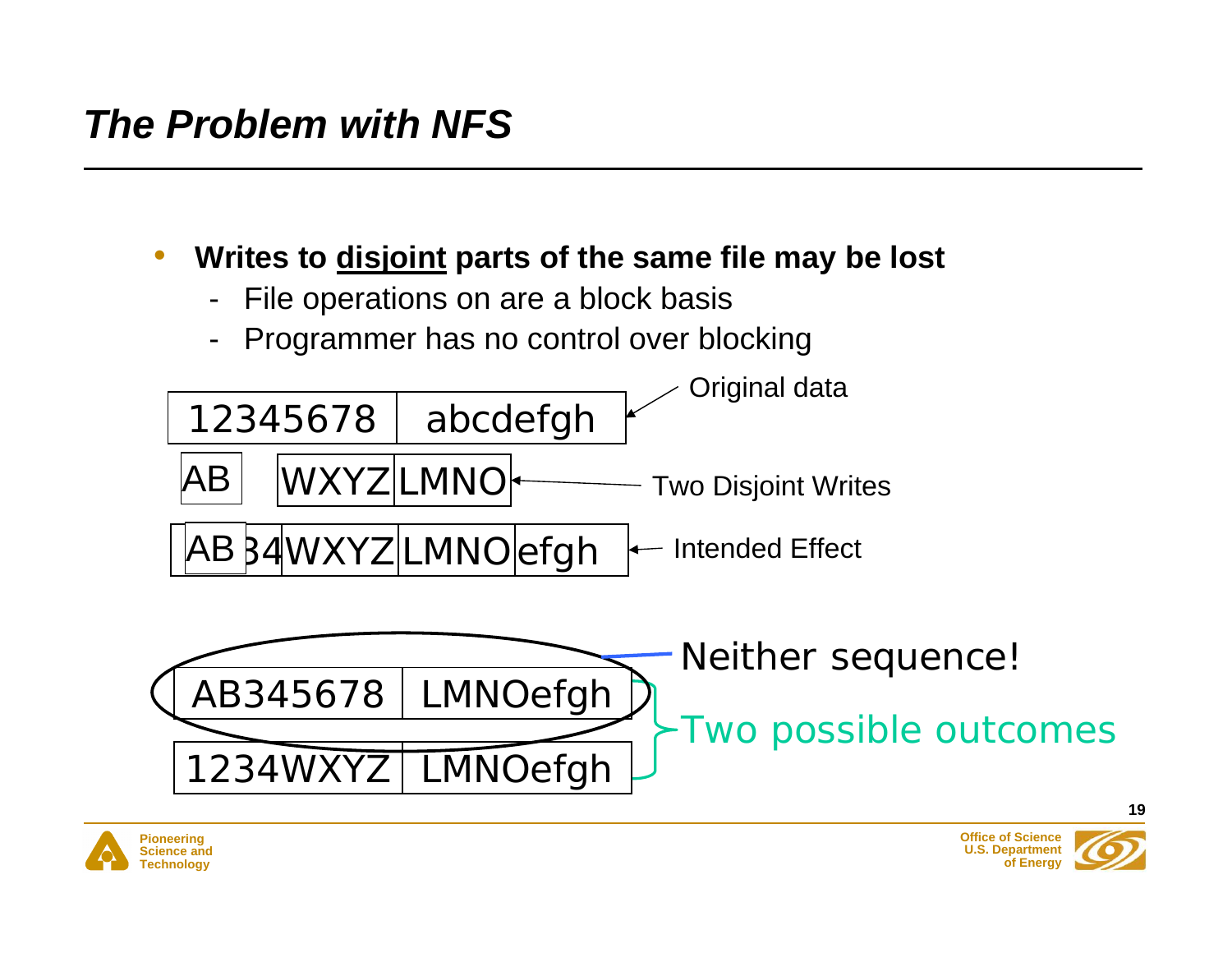## *The Problem with NFS*

- **Writes to disjoint parts of the same file may be lost**
  - File operations on are a block basis
  - Programmer has no control over blocking

| 12345678 | abcdefgh | ← Original data |
|---|---|---|

AB　WXYZ LMNO ← Two Disjoint Writes

AB34WXYZ LMNO efgh ← Intended Effect

AB345678 LMNOefgh

1234WXYZ LMNOefgh

Neither sequence!

Two possible outcomes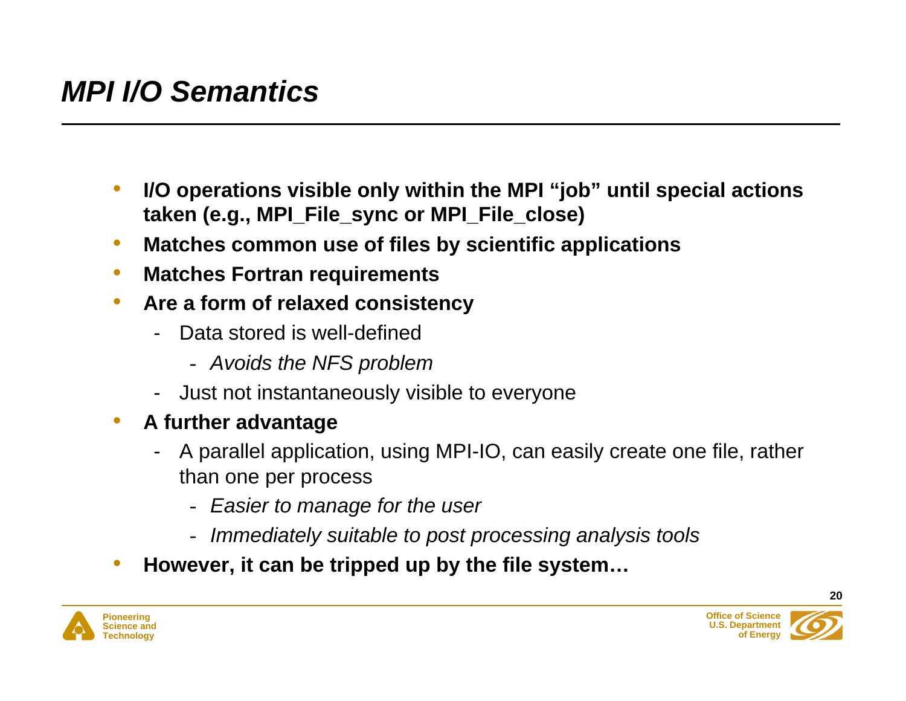# *MPI I/O Semantics*

- **I/O operations visible only within the MPI "job" until special actions taken (e.g., MPI_File_sync or MPI_File_close)**
- **Matches common use of files by scientific applications**
- **Matches Fortran requirements**
- **Are a form of relaxed consistency**
  - Data stored is well-defined
    - *Avoids the NFS problem*
  - Just not instantaneously visible to everyone
- **A further advantage**
  - A parallel application, using MPI-IO, can easily create one file, rather than one per process
    - *Easier to manage for the user*
    - *Immediately suitable to post processing analysis tools*
- **However, it can be tripped up by the file system…**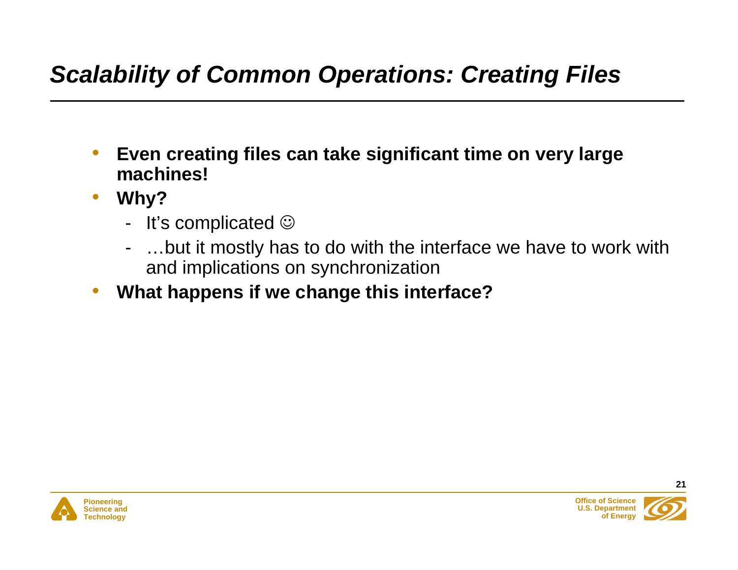# *Scalability of Common Operations: Creating Files*

- **Even creating files can take significant time on very large machines!**
- **Why?**
  - It's complicated ☺
  - …but it mostly has to do with the interface we have to work with and implications on synchronization
- **What happens if we change this interface?**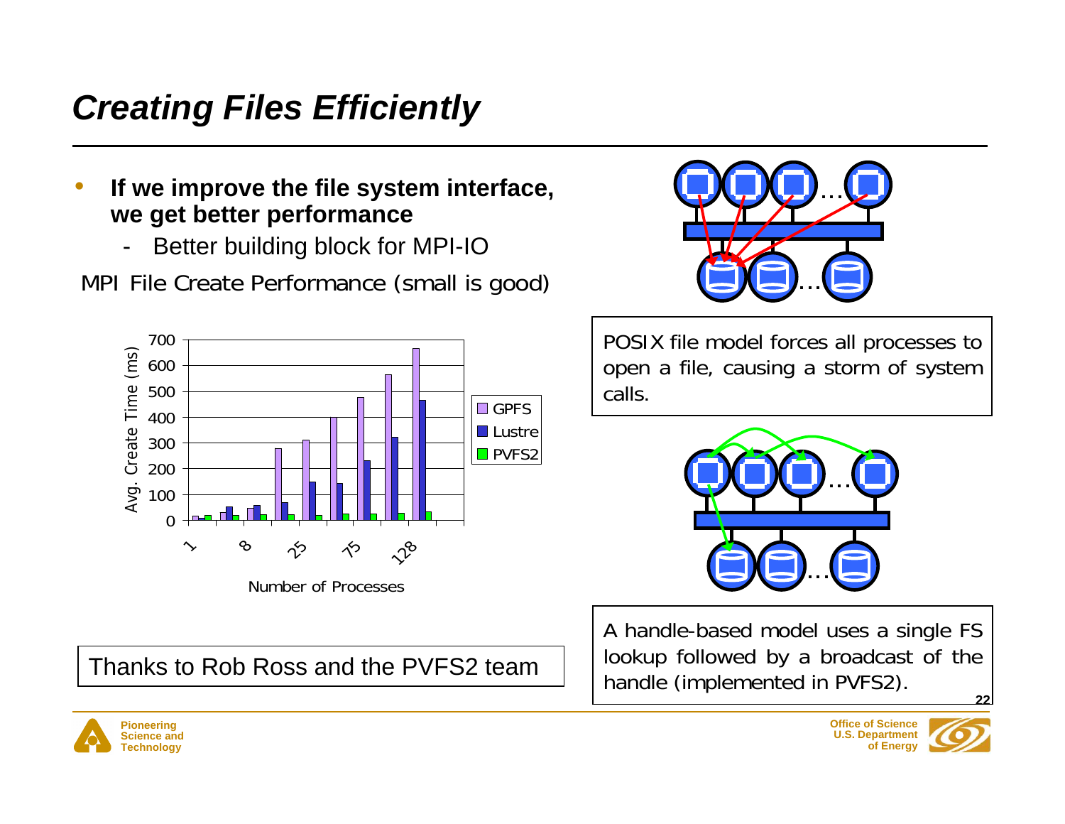# Creating Files Efficiently

- **If we improve the file system interface, we get better performance**
  - Better building block for MPI-IO

MPI File Create Performance (small is good)

Avg. Create Time (ms) vs. Number of Processes (1, 8, 25, 75, 128) — GPFS, Lustre, PVFS2

POSIX file model forces all processes to open a file, causing a storm of system calls.

A handle-based model uses a single FS lookup followed by a broadcast of the handle (implemented in PVFS2).

Thanks to Rob Ross and the PVFS2 team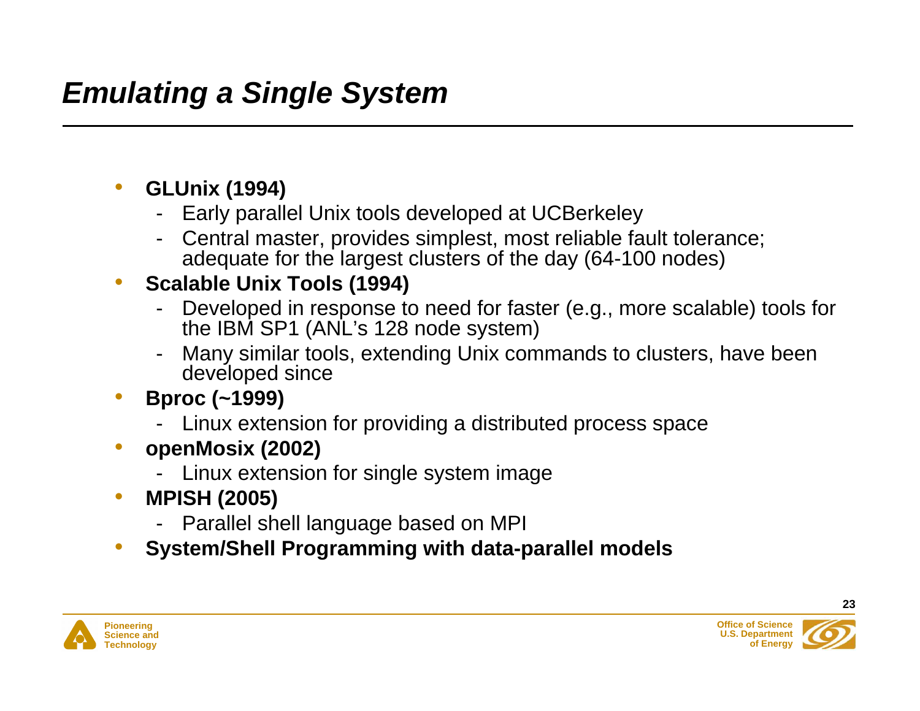# *Emulating a Single System*

- **GLUnix (1994)**
  - Early parallel Unix tools developed at UCBerkeley
  - Central master, provides simplest, most reliable fault tolerance; adequate for the largest clusters of the day (64-100 nodes)
- **Scalable Unix Tools (1994)**
  - Developed in response to need for faster (e.g., more scalable) tools for the IBM SP1 (ANL's 128 node system)
  - Many similar tools, extending Unix commands to clusters, have been developed since
- **Bproc (~1999)**
  - Linux extension for providing a distributed process space
- **openMosix (2002)**
  - Linux extension for single system image
- **MPISH (2005)**
  - Parallel shell language based on MPI
- **System/Shell Programming with data-parallel models**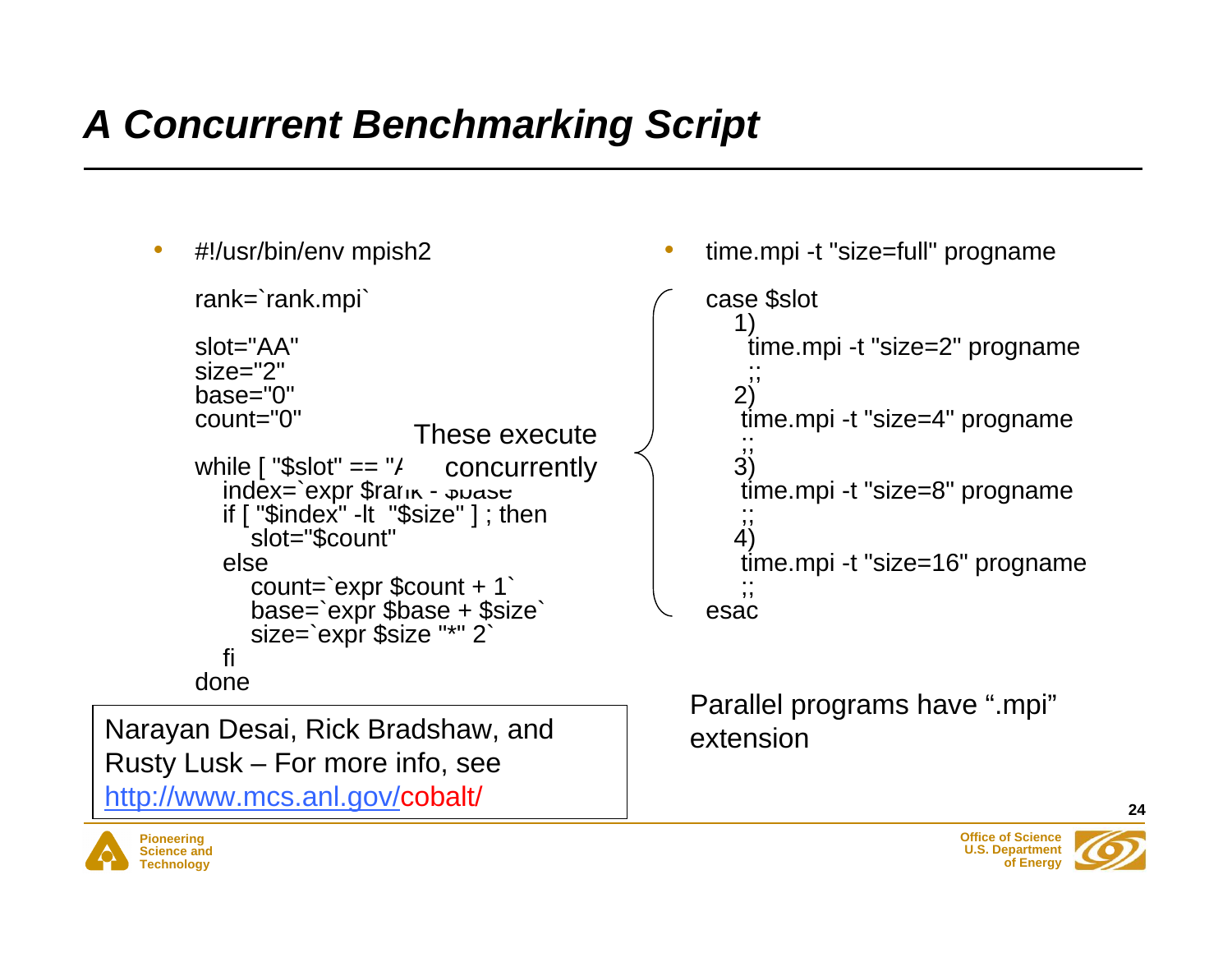# A Concurrent Benchmarking Script

- #!/usr/bin/env mpish2

```
rank=`rank.mpi`

slot="AA"
size="2"
base="0"
count="0"

while [ "$slot" == "A
   index=`expr $rank - $base
   if [ "$index" -lt  "$size" ] ; then
      slot="$count"
   else
      count=`expr $count + 1`
      base=`expr $base + $size`
      size=`expr $size "*" 2`
   fi
done
```

These execute concurrently

- time.mpi -t "size=full" progname

```
case $slot
   1)
    time.mpi -t "size=2" progname
    ;;
   2)
    time.mpi -t "size=4" progname
    ;;
   3)
    time.mpi -t "size=8" progname
    ;;
   4)
    time.mpi -t "size=16" progname
    ;;
esac
```

Narayan Desai, Rick Bradshaw, and Rusty Lusk – For more info, see http://www.mcs.anl.gov/cobalt/

Parallel programs have ".mpi" extension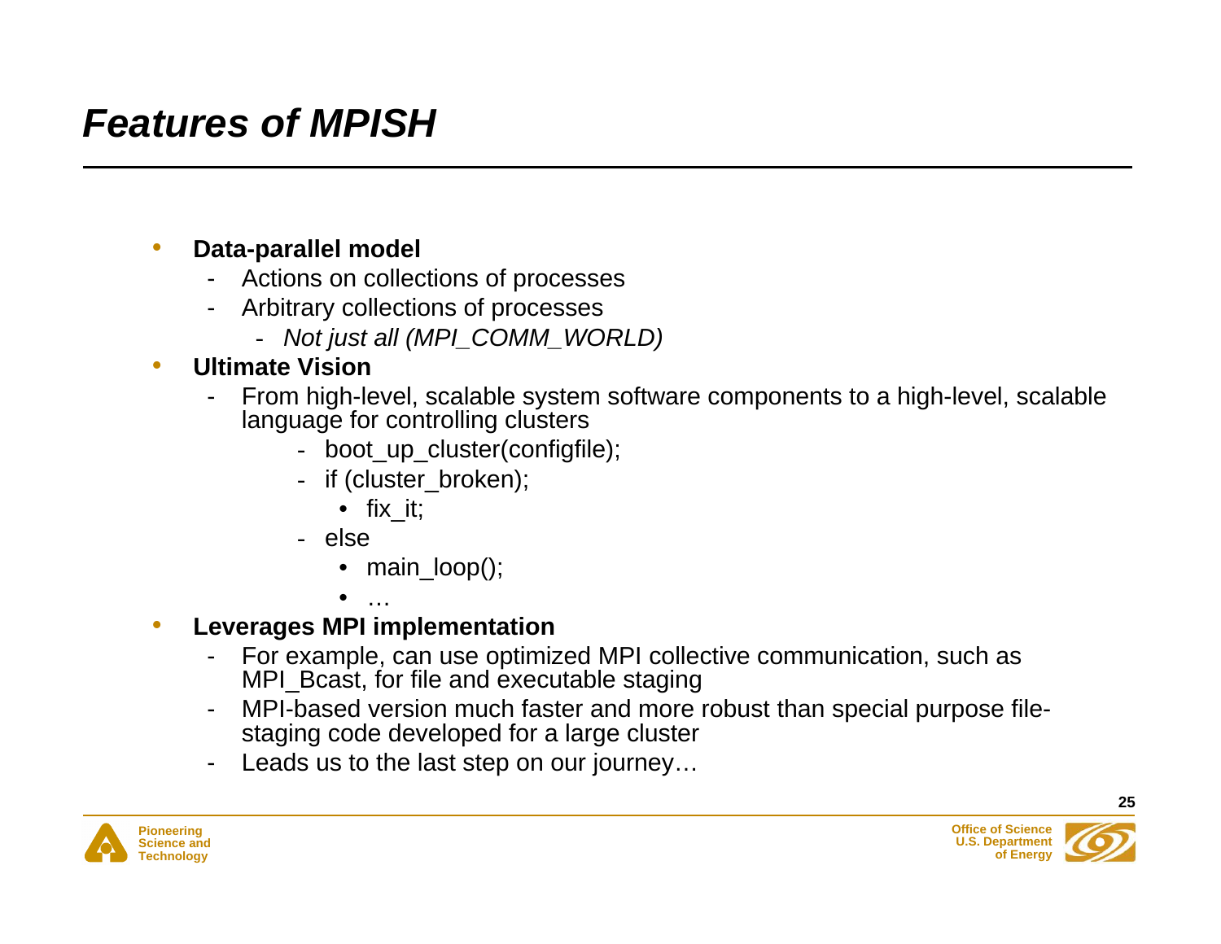# *Features of MPISH*

- **Data-parallel model**
  - Actions on collections of processes
  - Arbitrary collections of processes
    - *Not just all (MPI_COMM_WORLD)*
- **Ultimate Vision**
  - From high-level, scalable system software components to a high-level, scalable language for controlling clusters
    - boot_up_cluster(configfile);
    - if (cluster_broken);
      - fix_it;
    - else
      - main_loop();
      - …
- **Leverages MPI implementation**
  - For example, can use optimized MPI collective communication, such as MPI_Bcast, for file and executable staging
  - MPI-based version much faster and more robust than special purpose file-staging code developed for a large cluster
  - Leads us to the last step on our journey…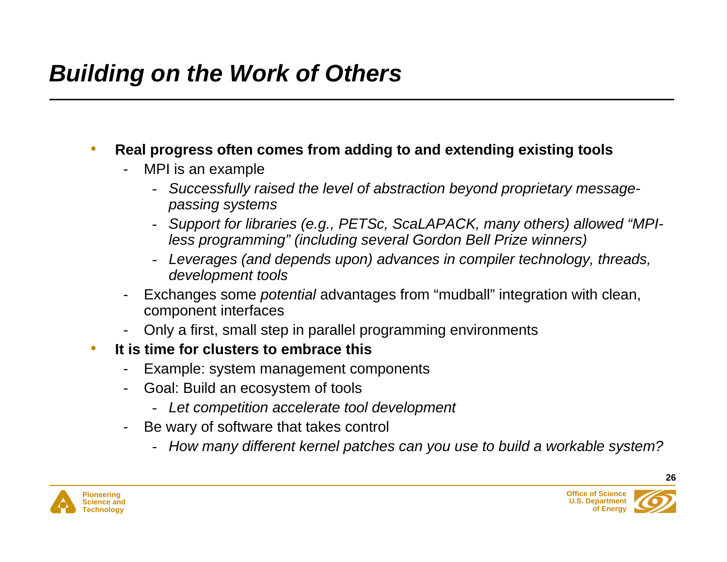# *Building on the Work of Others*

- **Real progress often comes from adding to and extending existing tools**
  - MPI is an example
    - *Successfully raised the level of abstraction beyond proprietary message-passing systems*
    - *Support for libraries (e.g., PETSc, ScaLAPACK, many others) allowed "MPI-less programming" (including several Gordon Bell Prize winners)*
    - *Leverages (and depends upon) advances in compiler technology, threads, development tools*
  - Exchanges some *potential* advantages from "mudball" integration with clean, component interfaces
  - Only a first, small step in parallel programming environments
- **It is time for clusters to embrace this**
  - Example: system management components
  - Goal: Build an ecosystem of tools
    - *Let competition accelerate tool development*
  - Be wary of software that takes control
    - *How many different kernel patches can you use to build a workable system?*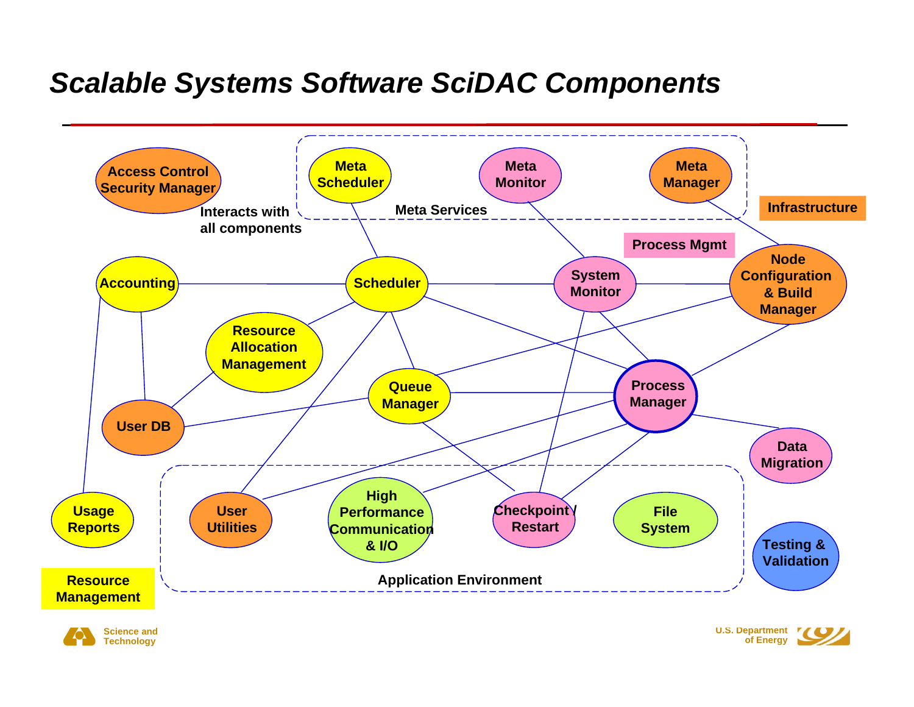# *Scalable Systems Software SciDAC Components*

**Meta Services**
- Meta Scheduler
- Meta Monitor
- Meta Manager

**Access Control Security Manager** — Interacts with all components

- Accounting
- Scheduler
- System Monitor
- Node Configuration & Build Manager
- Resource Allocation Management
- Queue Manager
- Process Manager
- User DB
- Data Migration
- Usage Reports

**Application Environment**
- User Utilities
- High Performance Communication & I/O
- Checkpoint / Restart
- File System

Testing & Validation

Legend: Infrastructure | Process Mgmt | Resource Management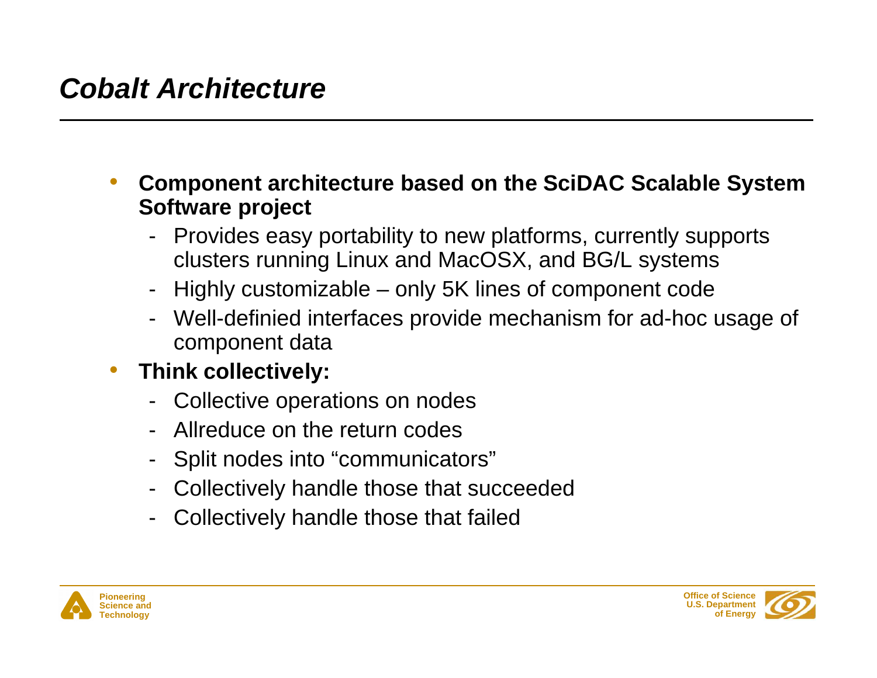# *Cobalt Architecture*

- **Component architecture based on the SciDAC Scalable System Software project**
  - Provides easy portability to new platforms, currently supports clusters running Linux and MacOSX, and BG/L systems
  - Highly customizable – only 5K lines of component code
  - Well-definied interfaces provide mechanism for ad-hoc usage of component data
- **Think collectively:**
  - Collective operations on nodes
  - Allreduce on the return codes
  - Split nodes into "communicators"
  - Collectively handle those that succeeded
  - Collectively handle those that failed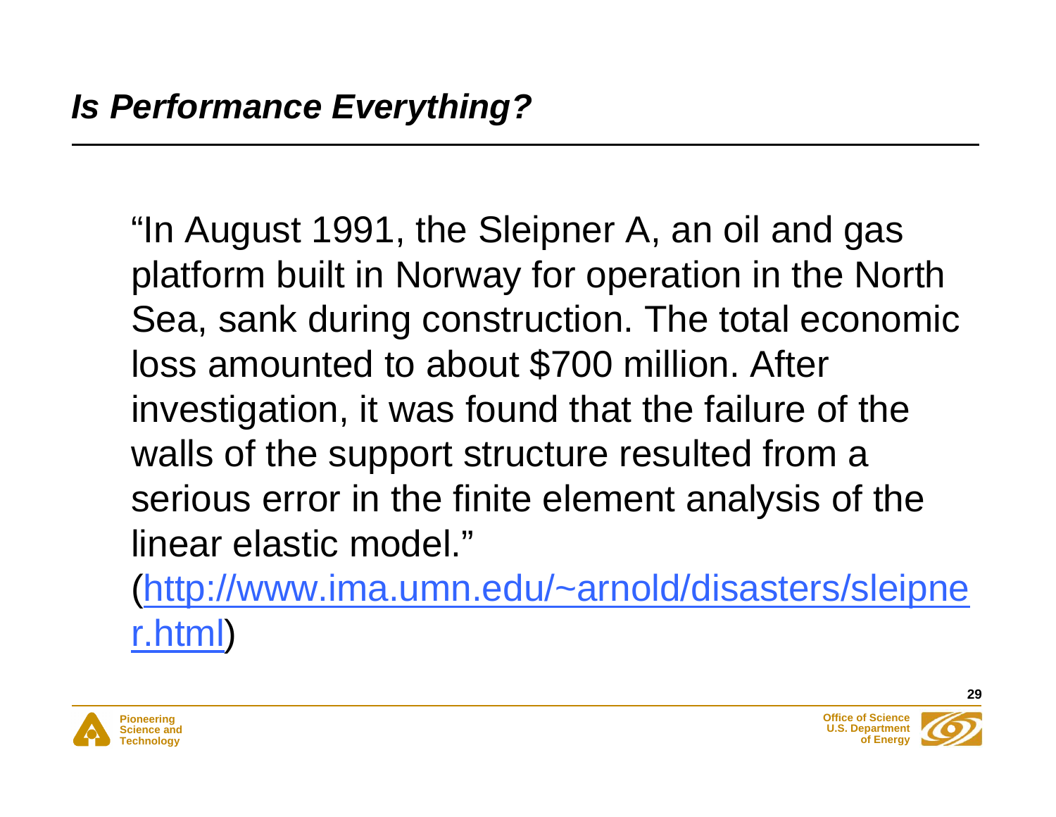# *Is Performance Everything?*

"In August 1991, the Sleipner A, an oil and gas platform built in Norway for operation in the North Sea, sank during construction. The total economic loss amounted to about $700 million. After investigation, it was found that the failure of the walls of the support structure resulted from a serious error in the finite element analysis of the linear elastic model."

(http://www.ima.umn.edu/~arnold/disasters/sleipner.html)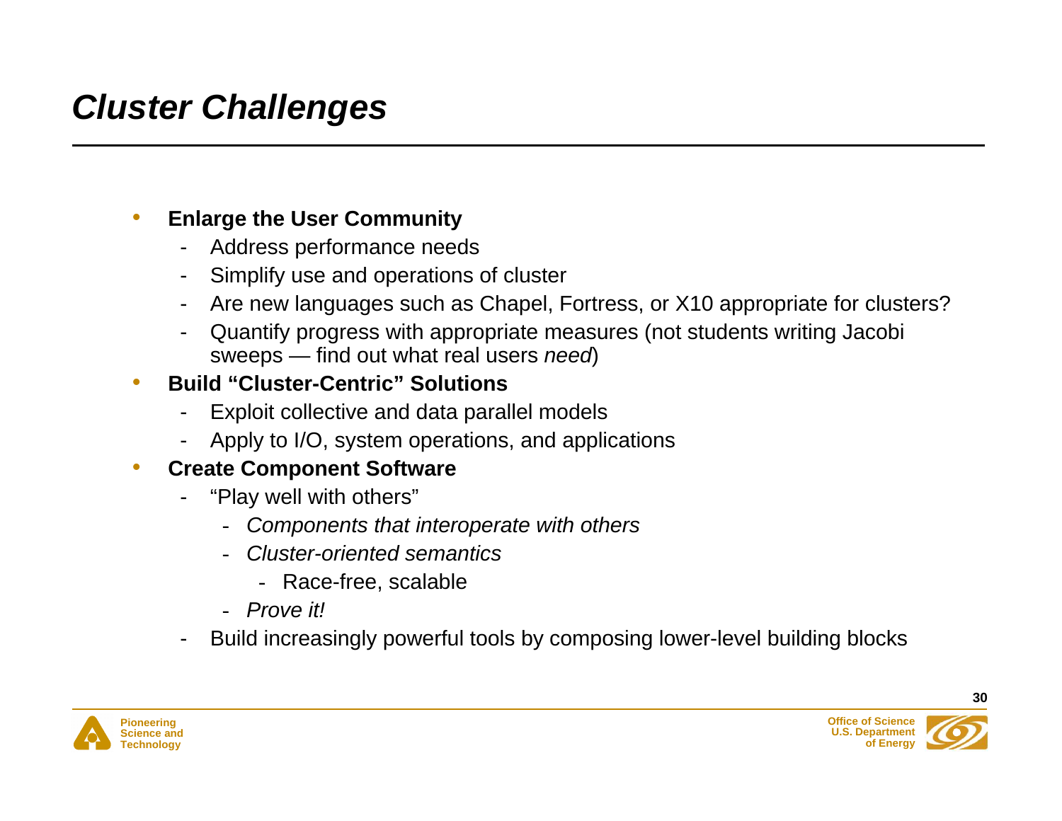# *Cluster Challenges*

- **Enlarge the User Community**
  - Address performance needs
  - Simplify use and operations of cluster
  - Are new languages such as Chapel, Fortress, or X10 appropriate for clusters?
  - Quantify progress with appropriate measures (not students writing Jacobi sweeps — find out what real users *need*)
- **Build "Cluster-Centric" Solutions**
  - Exploit collective and data parallel models
  - Apply to I/O, system operations, and applications
- **Create Component Software**
  - "Play well with others"
    - *Components that interoperate with others*
    - *Cluster-oriented semantics*
      - Race-free, scalable
    - *Prove it!*
  - Build increasingly powerful tools by composing lower-level building blocks